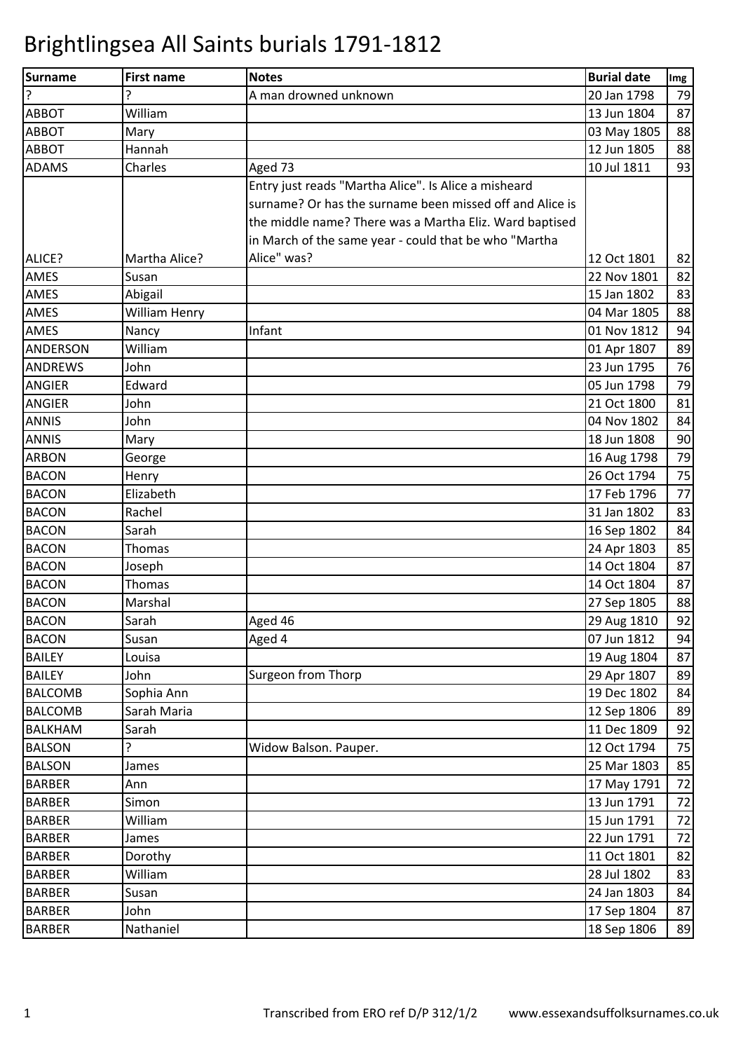# Brightlingsea All Saints burials 1791-1812

| Surname | First name | Notes | Burial date | Img |
|---|---|---|---|---|
| ? | ? | A man drowned unknown | 20 Jan 1798 | 79 |
| ABBOT | William | | 13 Jun 1804 | 87 |
| ABBOT | Mary | | 03 May 1805 | 88 |
| ABBOT | Hannah | | 12 Jun 1805 | 88 |
| ADAMS | Charles | Aged 73 | 10 Jul 1811 | 93 |
| ALICE? | Martha Alice? | Entry just reads "Martha Alice". Is Alice a misheard surname? Or has the surname been missed off and Alice is the middle name? There was a Martha Eliz. Ward baptised in March of the same year - could that be who "Martha Alice" was? | 12 Oct 1801 | 82 |
| AMES | Susan | | 22 Nov 1801 | 82 |
| AMES | Abigail | | 15 Jan 1802 | 83 |
| AMES | William Henry | | 04 Mar 1805 | 88 |
| AMES | Nancy | Infant | 01 Nov 1812 | 94 |
| ANDERSON | William | | 01 Apr 1807 | 89 |
| ANDREWS | John | | 23 Jun 1795 | 76 |
| ANGIER | Edward | | 05 Jun 1798 | 79 |
| ANGIER | John | | 21 Oct 1800 | 81 |
| ANNIS | John | | 04 Nov 1802 | 84 |
| ANNIS | Mary | | 18 Jun 1808 | 90 |
| ARBON | George | | 16 Aug 1798 | 79 |
| BACON | Henry | | 26 Oct 1794 | 75 |
| BACON | Elizabeth | | 17 Feb 1796 | 77 |
| BACON | Rachel | | 31 Jan 1802 | 83 |
| BACON | Sarah | | 16 Sep 1802 | 84 |
| BACON | Thomas | | 24 Apr 1803 | 85 |
| BACON | Joseph | | 14 Oct 1804 | 87 |
| BACON | Thomas | | 14 Oct 1804 | 87 |
| BACON | Marshal | | 27 Sep 1805 | 88 |
| BACON | Sarah | Aged 46 | 29 Aug 1810 | 92 |
| BACON | Susan | Aged 4 | 07 Jun 1812 | 94 |
| BAILEY | Louisa | | 19 Aug 1804 | 87 |
| BAILEY | John | Surgeon from Thorp | 29 Apr 1807 | 89 |
| BALCOMB | Sophia Ann | | 19 Dec 1802 | 84 |
| BALCOMB | Sarah Maria | | 12 Sep 1806 | 89 |
| BALKHAM | Sarah | | 11 Dec 1809 | 92 |
| BALSON | ? | Widow Balson. Pauper. | 12 Oct 1794 | 75 |
| BALSON | James | | 25 Mar 1803 | 85 |
| BARBER | Ann | | 17 May 1791 | 72 |
| BARBER | Simon | | 13 Jun 1791 | 72 |
| BARBER | William | | 15 Jun 1791 | 72 |
| BARBER | James | | 22 Jun 1791 | 72 |
| BARBER | Dorothy | | 11 Oct 1801 | 82 |
| BARBER | William | | 28 Jul 1802 | 83 |
| BARBER | Susan | | 24 Jan 1803 | 84 |
| BARBER | John | | 17 Sep 1804 | 87 |
| BARBER | Nathaniel | | 18 Sep 1806 | 89 |

Transcribed from ERO ref D/P 312/1/2 www.essexandsuffolksurnames.co.uk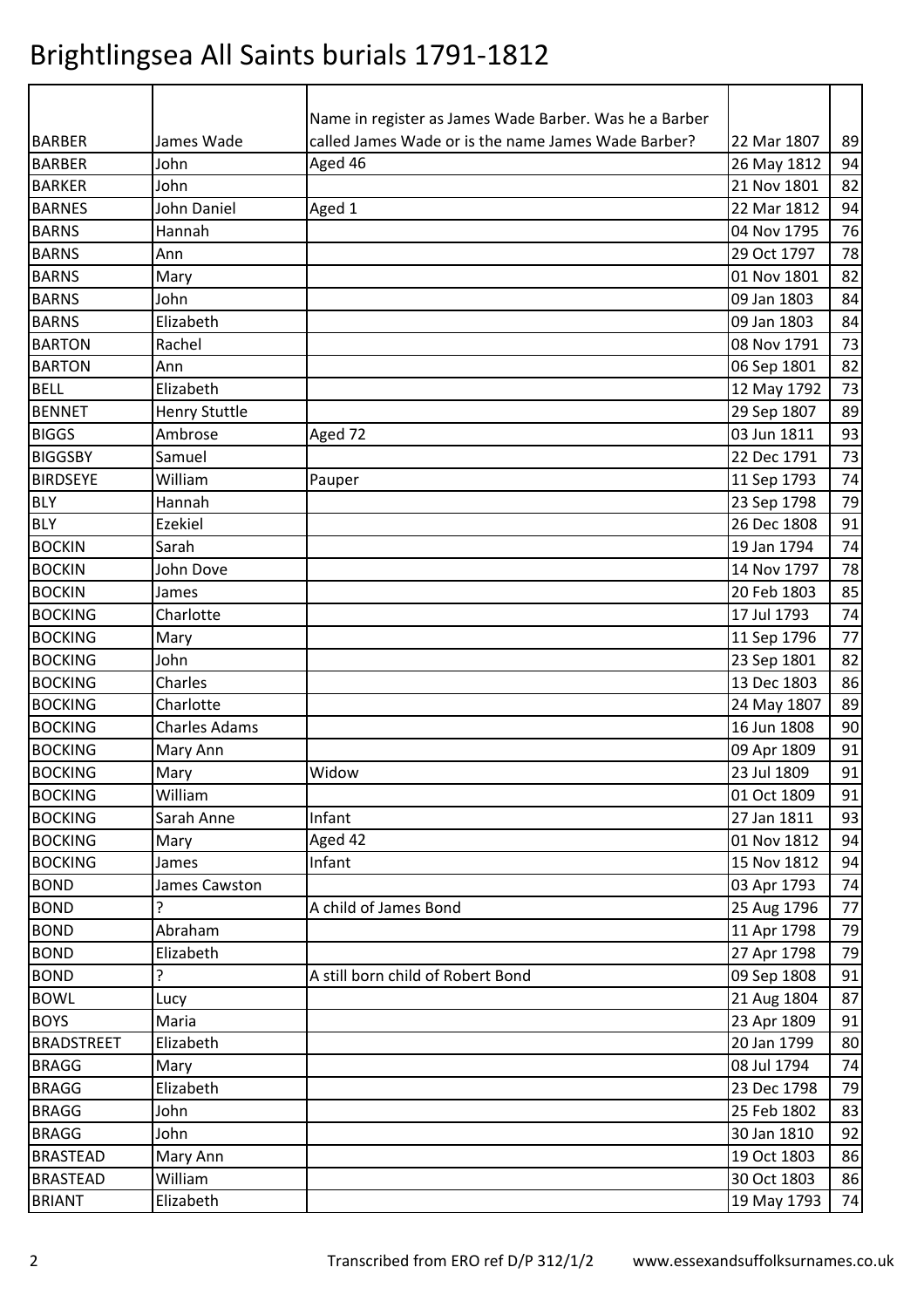# Brightlingsea All Saints burials 1791-1812

| | | | | |
|---|---|---|---|---|
| BARBER | James Wade | Name in register as James Wade Barber. Was he a Barber called James Wade or is the name James Wade Barber? | 22 Mar 1807 | 89 |
| BARBER | John | Aged 46 | 26 May 1812 | 94 |
| BARKER | John | | 21 Nov 1801 | 82 |
| BARNES | John Daniel | Aged 1 | 22 Mar 1812 | 94 |
| BARNS | Hannah | | 04 Nov 1795 | 76 |
| BARNS | Ann | | 29 Oct 1797 | 78 |
| BARNS | Mary | | 01 Nov 1801 | 82 |
| BARNS | John | | 09 Jan 1803 | 84 |
| BARNS | Elizabeth | | 09 Jan 1803 | 84 |
| BARTON | Rachel | | 08 Nov 1791 | 73 |
| BARTON | Ann | | 06 Sep 1801 | 82 |
| BELL | Elizabeth | | 12 May 1792 | 73 |
| BENNET | Henry Stuttle | | 29 Sep 1807 | 89 |
| BIGGS | Ambrose | Aged 72 | 03 Jun 1811 | 93 |
| BIGGSBY | Samuel | | 22 Dec 1791 | 73 |
| BIRDSEYE | William | Pauper | 11 Sep 1793 | 74 |
| BLY | Hannah | | 23 Sep 1798 | 79 |
| BLY | Ezekiel | | 26 Dec 1808 | 91 |
| BOCKIN | Sarah | | 19 Jan 1794 | 74 |
| BOCKIN | John Dove | | 14 Nov 1797 | 78 |
| BOCKIN | James | | 20 Feb 1803 | 85 |
| BOCKING | Charlotte | | 17 Jul 1793 | 74 |
| BOCKING | Mary | | 11 Sep 1796 | 77 |
| BOCKING | John | | 23 Sep 1801 | 82 |
| BOCKING | Charles | | 13 Dec 1803 | 86 |
| BOCKING | Charlotte | | 24 May 1807 | 89 |
| BOCKING | Charles Adams | | 16 Jun 1808 | 90 |
| BOCKING | Mary Ann | | 09 Apr 1809 | 91 |
| BOCKING | Mary | Widow | 23 Jul 1809 | 91 |
| BOCKING | William | | 01 Oct 1809 | 91 |
| BOCKING | Sarah Anne | Infant | 27 Jan 1811 | 93 |
| BOCKING | Mary | Aged 42 | 01 Nov 1812 | 94 |
| BOCKING | James | Infant | 15 Nov 1812 | 94 |
| BOND | James Cawston | | 03 Apr 1793 | 74 |
| BOND | ? | A child of James Bond | 25 Aug 1796 | 77 |
| BOND | Abraham | | 11 Apr 1798 | 79 |
| BOND | Elizabeth | | 27 Apr 1798 | 79 |
| BOND | ? | A still born child of Robert Bond | 09 Sep 1808 | 91 |
| BOWL | Lucy | | 21 Aug 1804 | 87 |
| BOYS | Maria | | 23 Apr 1809 | 91 |
| BRADSTREET | Elizabeth | | 20 Jan 1799 | 80 |
| BRAGG | Mary | | 08 Jul 1794 | 74 |
| BRAGG | Elizabeth | | 23 Dec 1798 | 79 |
| BRAGG | John | | 25 Feb 1802 | 83 |
| BRAGG | John | | 30 Jan 1810 | 92 |
| BRASTEAD | Mary Ann | | 19 Oct 1803 | 86 |
| BRASTEAD | William | | 30 Oct 1803 | 86 |
| BRIANT | Elizabeth | | 19 May 1793 | 74 |

Transcribed from ERO ref D/P 312/1/2 www.essexandsuffolksurnames.co.uk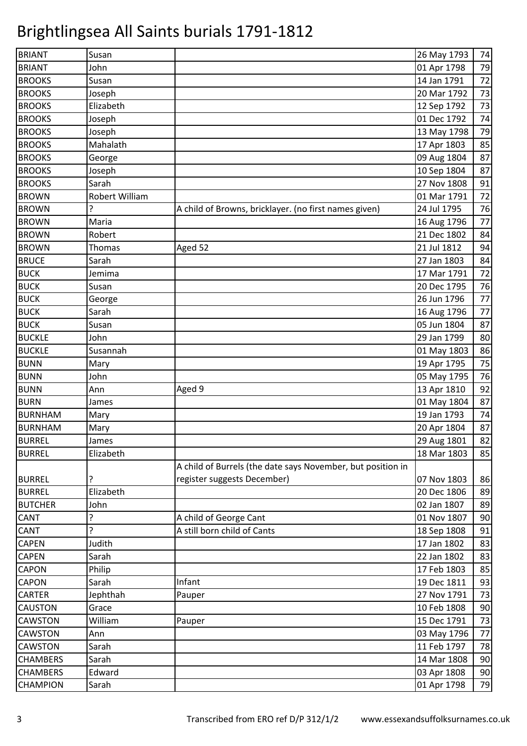# Brightlingsea All Saints burials 1791-1812

| | | | | |
|---|---|---|---|---|
| BRIANT | Susan | | 26 May 1793 | 74 |
| BRIANT | John | | 01 Apr 1798 | 79 |
| BROOKS | Susan | | 14 Jan 1791 | 72 |
| BROOKS | Joseph | | 20 Mar 1792 | 73 |
| BROOKS | Elizabeth | | 12 Sep 1792 | 73 |
| BROOKS | Joseph | | 01 Dec 1792 | 74 |
| BROOKS | Joseph | | 13 May 1798 | 79 |
| BROOKS | Mahalath | | 17 Apr 1803 | 85 |
| BROOKS | George | | 09 Aug 1804 | 87 |
| BROOKS | Joseph | | 10 Sep 1804 | 87 |
| BROOKS | Sarah | | 27 Nov 1808 | 91 |
| BROWN | Robert William | | 01 Mar 1791 | 72 |
| BROWN | ? | A child of Browns, bricklayer. (no first names given) | 24 Jul 1795 | 76 |
| BROWN | Maria | | 16 Aug 1796 | 77 |
| BROWN | Robert | | 21 Dec 1802 | 84 |
| BROWN | Thomas | Aged 52 | 21 Jul 1812 | 94 |
| BRUCE | Sarah | | 27 Jan 1803 | 84 |
| BUCK | Jemima | | 17 Mar 1791 | 72 |
| BUCK | Susan | | 20 Dec 1795 | 76 |
| BUCK | George | | 26 Jun 1796 | 77 |
| BUCK | Sarah | | 16 Aug 1796 | 77 |
| BUCK | Susan | | 05 Jun 1804 | 87 |
| BUCKLE | John | | 29 Jan 1799 | 80 |
| BUCKLE | Susannah | | 01 May 1803 | 86 |
| BUNN | Mary | | 19 Apr 1795 | 75 |
| BUNN | John | | 05 May 1795 | 76 |
| BUNN | Ann | Aged 9 | 13 Apr 1810 | 92 |
| BURN | James | | 01 May 1804 | 87 |
| BURNHAM | Mary | | 19 Jan 1793 | 74 |
| BURNHAM | Mary | | 20 Apr 1804 | 87 |
| BURREL | James | | 29 Aug 1801 | 82 |
| BURREL | Elizabeth | | 18 Mar 1803 | 85 |
| BURREL | ? | A child of Burrels (the date says November, but position in register suggests December) | 07 Nov 1803 | 86 |
| BURREL | Elizabeth | | 20 Dec 1806 | 89 |
| BUTCHER | John | | 02 Jan 1807 | 89 |
| CANT | ? | A child of George Cant | 01 Nov 1807 | 90 |
| CANT | ? | A still born child of Cants | 18 Sep 1808 | 91 |
| CAPEN | Judith | | 17 Jan 1802 | 83 |
| CAPEN | Sarah | | 22 Jan 1802 | 83 |
| CAPON | Philip | | 17 Feb 1803 | 85 |
| CAPON | Sarah | Infant | 19 Dec 1811 | 93 |
| CARTER | Jephthah | Pauper | 27 Nov 1791 | 73 |
| CAUSTON | Grace | | 10 Feb 1808 | 90 |
| CAWSTON | William | Pauper | 15 Dec 1791 | 73 |
| CAWSTON | Ann | | 03 May 1796 | 77 |
| CAWSTON | Sarah | | 11 Feb 1797 | 78 |
| CHAMBERS | Sarah | | 14 Mar 1808 | 90 |
| CHAMBERS | Edward | | 03 Apr 1808 | 90 |
| CHAMPION | Sarah | | 01 Apr 1798 | 79 |

Transcribed from ERO ref D/P 312/1/2 www.essexandsuffolksurnames.co.uk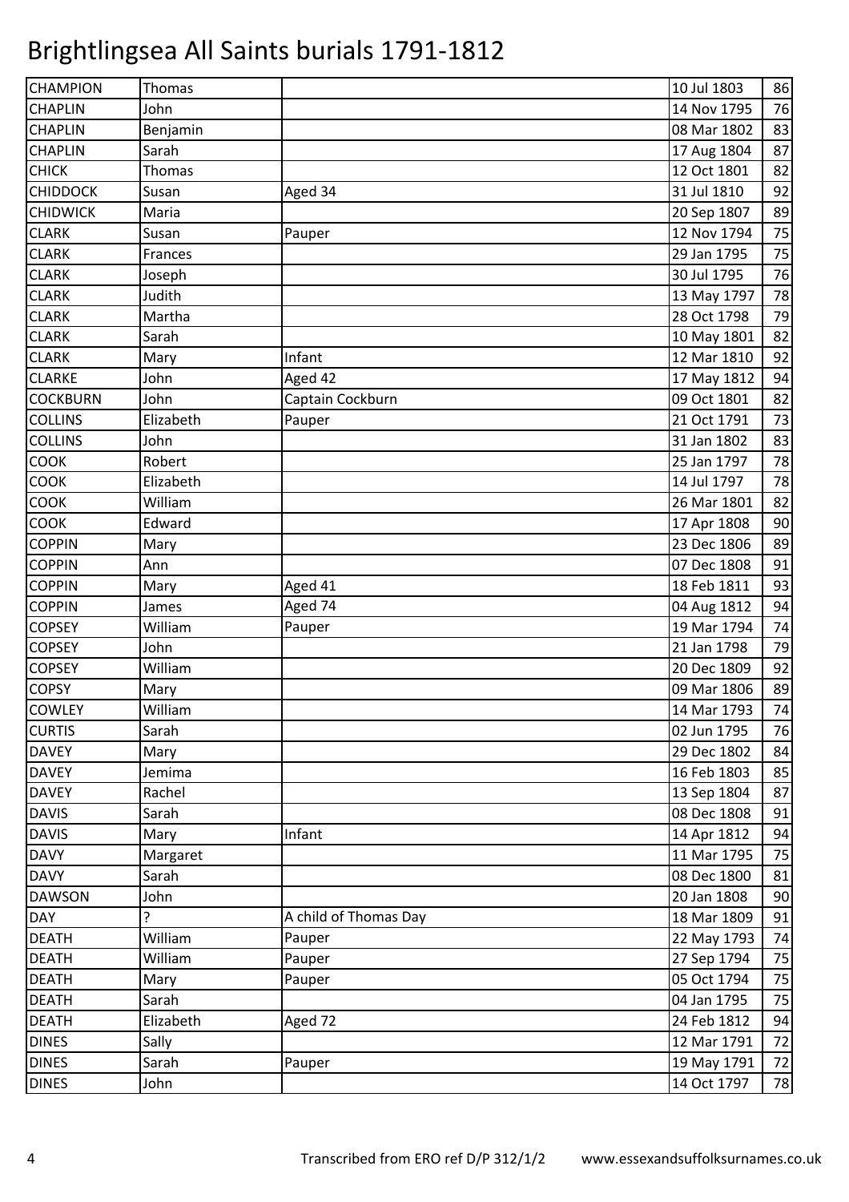# Brightlingsea All Saints burials 1791-1812

| | | | | |
|---|---|---|---|---|
| CHAMPION | Thomas | | 10 Jul 1803 | 86 |
| CHAPLIN | John | | 14 Nov 1795 | 76 |
| CHAPLIN | Benjamin | | 08 Mar 1802 | 83 |
| CHAPLIN | Sarah | | 17 Aug 1804 | 87 |
| CHICK | Thomas | | 12 Oct 1801 | 82 |
| CHIDDOCK | Susan | Aged 34 | 31 Jul 1810 | 92 |
| CHIDWICK | Maria | | 20 Sep 1807 | 89 |
| CLARK | Susan | Pauper | 12 Nov 1794 | 75 |
| CLARK | Frances | | 29 Jan 1795 | 75 |
| CLARK | Joseph | | 30 Jul 1795 | 76 |
| CLARK | Judith | | 13 May 1797 | 78 |
| CLARK | Martha | | 28 Oct 1798 | 79 |
| CLARK | Sarah | | 10 May 1801 | 82 |
| CLARK | Mary | Infant | 12 Mar 1810 | 92 |
| CLARKE | John | Aged 42 | 17 May 1812 | 94 |
| COCKBURN | John | Captain Cockburn | 09 Oct 1801 | 82 |
| COLLINS | Elizabeth | Pauper | 21 Oct 1791 | 73 |
| COLLINS | John | | 31 Jan 1802 | 83 |
| COOK | Robert | | 25 Jan 1797 | 78 |
| COOK | Elizabeth | | 14 Jul 1797 | 78 |
| COOK | William | | 26 Mar 1801 | 82 |
| COOK | Edward | | 17 Apr 1808 | 90 |
| COPPIN | Mary | | 23 Dec 1806 | 89 |
| COPPIN | Ann | | 07 Dec 1808 | 91 |
| COPPIN | Mary | Aged 41 | 18 Feb 1811 | 93 |
| COPPIN | James | Aged 74 | 04 Aug 1812 | 94 |
| COPSEY | William | Pauper | 19 Mar 1794 | 74 |
| COPSEY | John | | 21 Jan 1798 | 79 |
| COPSEY | William | | 20 Dec 1809 | 92 |
| COPSY | Mary | | 09 Mar 1806 | 89 |
| COWLEY | William | | 14 Mar 1793 | 74 |
| CURTIS | Sarah | | 02 Jun 1795 | 76 |
| DAVEY | Mary | | 29 Dec 1802 | 84 |
| DAVEY | Jemima | | 16 Feb 1803 | 85 |
| DAVEY | Rachel | | 13 Sep 1804 | 87 |
| DAVIS | Sarah | | 08 Dec 1808 | 91 |
| DAVIS | Mary | Infant | 14 Apr 1812 | 94 |
| DAVY | Margaret | | 11 Mar 1795 | 75 |
| DAVY | Sarah | | 08 Dec 1800 | 81 |
| DAWSON | John | | 20 Jan 1808 | 90 |
| DAY | ? | A child of Thomas Day | 18 Mar 1809 | 91 |
| DEATH | William | Pauper | 22 May 1793 | 74 |
| DEATH | William | Pauper | 27 Sep 1794 | 75 |
| DEATH | Mary | Pauper | 05 Oct 1794 | 75 |
| DEATH | Sarah | | 04 Jan 1795 | 75 |
| DEATH | Elizabeth | Aged 72 | 24 Feb 1812 | 94 |
| DINES | Sally | | 12 Mar 1791 | 72 |
| DINES | Sarah | Pauper | 19 May 1791 | 72 |
| DINES | John | | 14 Oct 1797 | 78 |

Transcribed from ERO ref D/P 312/1/2 www.essexandsuffolksurnames.co.uk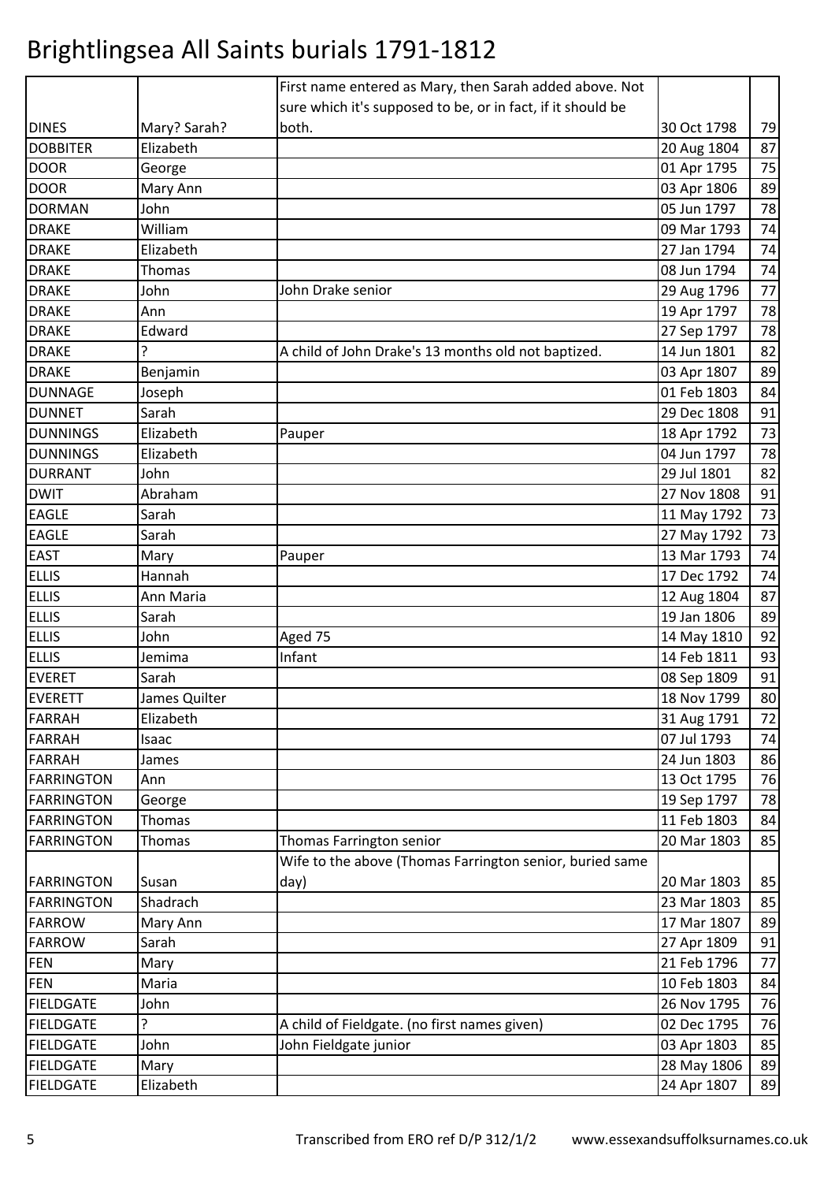# Brightlingsea All Saints burials 1791-1812

| | | | | |
|---|---|---|---|---|
| DINES | Mary? Sarah? | First name entered as Mary, then Sarah added above. Not sure which it's supposed to be, or in fact, if it should be both. | 30 Oct 1798 | 79 |
| DOBBITER | Elizabeth | | 20 Aug 1804 | 87 |
| DOOR | George | | 01 Apr 1795 | 75 |
| DOOR | Mary Ann | | 03 Apr 1806 | 89 |
| DORMAN | John | | 05 Jun 1797 | 78 |
| DRAKE | William | | 09 Mar 1793 | 74 |
| DRAKE | Elizabeth | | 27 Jan 1794 | 74 |
| DRAKE | Thomas | | 08 Jun 1794 | 74 |
| DRAKE | John | John Drake senior | 29 Aug 1796 | 77 |
| DRAKE | Ann | | 19 Apr 1797 | 78 |
| DRAKE | Edward | | 27 Sep 1797 | 78 |
| DRAKE | ? | A child of John Drake's 13 months old not baptized. | 14 Jun 1801 | 82 |
| DRAKE | Benjamin | | 03 Apr 1807 | 89 |
| DUNNAGE | Joseph | | 01 Feb 1803 | 84 |
| DUNNET | Sarah | | 29 Dec 1808 | 91 |
| DUNNINGS | Elizabeth | Pauper | 18 Apr 1792 | 73 |
| DUNNINGS | Elizabeth | | 04 Jun 1797 | 78 |
| DURRANT | John | | 29 Jul 1801 | 82 |
| DWIT | Abraham | | 27 Nov 1808 | 91 |
| EAGLE | Sarah | | 11 May 1792 | 73 |
| EAGLE | Sarah | | 27 May 1792 | 73 |
| EAST | Mary | Pauper | 13 Mar 1793 | 74 |
| ELLIS | Hannah | | 17 Dec 1792 | 74 |
| ELLIS | Ann Maria | | 12 Aug 1804 | 87 |
| ELLIS | Sarah | | 19 Jan 1806 | 89 |
| ELLIS | John | Aged 75 | 14 May 1810 | 92 |
| ELLIS | Jemima | Infant | 14 Feb 1811 | 93 |
| EVERET | Sarah | | 08 Sep 1809 | 91 |
| EVERETT | James Quilter | | 18 Nov 1799 | 80 |
| FARRAH | Elizabeth | | 31 Aug 1791 | 72 |
| FARRAH | Isaac | | 07 Jul 1793 | 74 |
| FARRAH | James | | 24 Jun 1803 | 86 |
| FARRINGTON | Ann | | 13 Oct 1795 | 76 |
| FARRINGTON | George | | 19 Sep 1797 | 78 |
| FARRINGTON | Thomas | | 11 Feb 1803 | 84 |
| FARRINGTON | Thomas | Thomas Farrington senior | 20 Mar 1803 | 85 |
| FARRINGTON | Susan | Wife to the above (Thomas Farrington senior, buried same day) | 20 Mar 1803 | 85 |
| FARRINGTON | Shadrach | | 23 Mar 1803 | 85 |
| FARROW | Mary Ann | | 17 Mar 1807 | 89 |
| FARROW | Sarah | | 27 Apr 1809 | 91 |
| FEN | Mary | | 21 Feb 1796 | 77 |
| FEN | Maria | | 10 Feb 1803 | 84 |
| FIELDGATE | John | | 26 Nov 1795 | 76 |
| FIELDGATE | ? | A child of Fieldgate. (no first names given) | 02 Dec 1795 | 76 |
| FIELDGATE | John | John Fieldgate junior | 03 Apr 1803 | 85 |
| FIELDGATE | Mary | | 28 May 1806 | 89 |
| FIELDGATE | Elizabeth | | 24 Apr 1807 | 89 |

Transcribed from ERO ref D/P 312/1/2 www.essexandsuffolksurnames.co.uk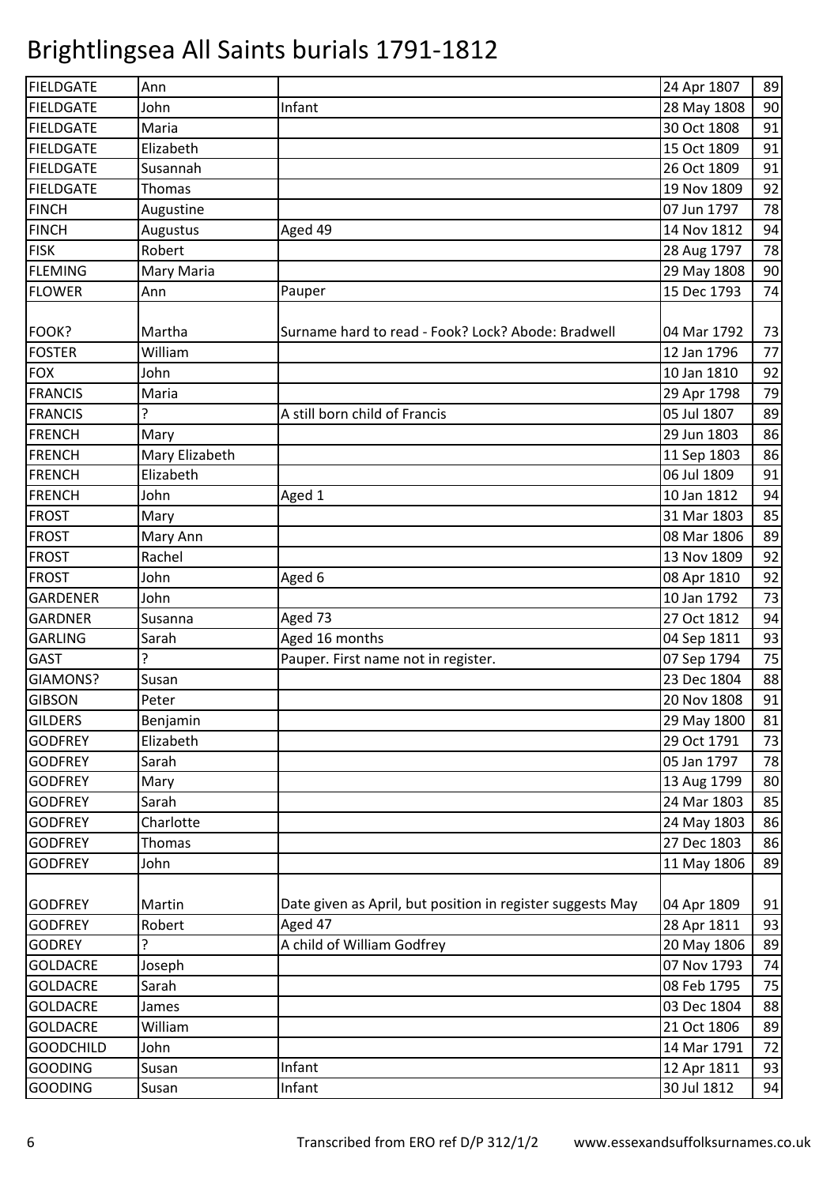# Brightlingsea All Saints burials 1791-1812

| | | | | |
|---|---|---|---|---|
| FIELDGATE | Ann | | 24 Apr 1807 | 89 |
| FIELDGATE | John | Infant | 28 May 1808 | 90 |
| FIELDGATE | Maria | | 30 Oct 1808 | 91 |
| FIELDGATE | Elizabeth | | 15 Oct 1809 | 91 |
| FIELDGATE | Susannah | | 26 Oct 1809 | 91 |
| FIELDGATE | Thomas | | 19 Nov 1809 | 92 |
| FINCH | Augustine | | 07 Jun 1797 | 78 |
| FINCH | Augustus | Aged 49 | 14 Nov 1812 | 94 |
| FISK | Robert | | 28 Aug 1797 | 78 |
| FLEMING | Mary Maria | | 29 May 1808 | 90 |
| FLOWER | Ann | Pauper | 15 Dec 1793 | 74 |
| FOOK? | Martha | Surname hard to read - Fook? Lock? Abode: Bradwell | 04 Mar 1792 | 73 |
| FOSTER | William | | 12 Jan 1796 | 77 |
| FOX | John | | 10 Jan 1810 | 92 |
| FRANCIS | Maria | | 29 Apr 1798 | 79 |
| FRANCIS | ? | A still born child of Francis | 05 Jul 1807 | 89 |
| FRENCH | Mary | | 29 Jun 1803 | 86 |
| FRENCH | Mary Elizabeth | | 11 Sep 1803 | 86 |
| FRENCH | Elizabeth | | 06 Jul 1809 | 91 |
| FRENCH | John | Aged 1 | 10 Jan 1812 | 94 |
| FROST | Mary | | 31 Mar 1803 | 85 |
| FROST | Mary Ann | | 08 Mar 1806 | 89 |
| FROST | Rachel | | 13 Nov 1809 | 92 |
| FROST | John | Aged 6 | 08 Apr 1810 | 92 |
| GARDENER | John | | 10 Jan 1792 | 73 |
| GARDNER | Susanna | Aged 73 | 27 Oct 1812 | 94 |
| GARLING | Sarah | Aged 16 months | 04 Sep 1811 | 93 |
| GAST | ? | Pauper. First name not in register. | 07 Sep 1794 | 75 |
| GIAMONS? | Susan | | 23 Dec 1804 | 88 |
| GIBSON | Peter | | 20 Nov 1808 | 91 |
| GILDERS | Benjamin | | 29 May 1800 | 81 |
| GODFREY | Elizabeth | | 29 Oct 1791 | 73 |
| GODFREY | Sarah | | 05 Jan 1797 | 78 |
| GODFREY | Mary | | 13 Aug 1799 | 80 |
| GODFREY | Sarah | | 24 Mar 1803 | 85 |
| GODFREY | Charlotte | | 24 May 1803 | 86 |
| GODFREY | Thomas | | 27 Dec 1803 | 86 |
| GODFREY | John | | 11 May 1806 | 89 |
| GODFREY | Martin | Date given as April, but position in register suggests May | 04 Apr 1809 | 91 |
| GODFREY | Robert | Aged 47 | 28 Apr 1811 | 93 |
| GODREY | ? | A child of William Godfrey | 20 May 1806 | 89 |
| GOLDACRE | Joseph | | 07 Nov 1793 | 74 |
| GOLDACRE | Sarah | | 08 Feb 1795 | 75 |
| GOLDACRE | James | | 03 Dec 1804 | 88 |
| GOLDACRE | William | | 21 Oct 1806 | 89 |
| GOODCHILD | John | | 14 Mar 1791 | 72 |
| GOODING | Susan | Infant | 12 Apr 1811 | 93 |
| GOODING | Susan | Infant | 30 Jul 1812 | 94 |

Transcribed from ERO ref D/P 312/1/2 www.essexandsuffolksurnames.co.uk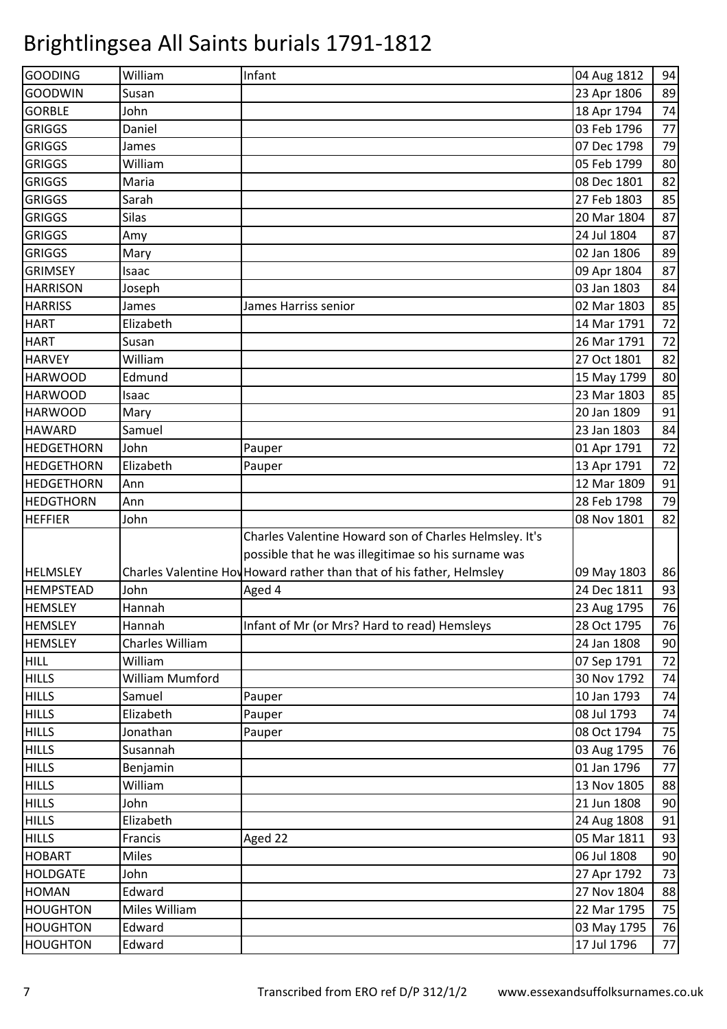# Brightlingsea All Saints burials 1791-1812

| | | | | |
|---|---|---|---|---|
| GOODING | William | Infant | 04 Aug 1812 | 94 |
| GOODWIN | Susan | | 23 Apr 1806 | 89 |
| GORBLE | John | | 18 Apr 1794 | 74 |
| GRIGGS | Daniel | | 03 Feb 1796 | 77 |
| GRIGGS | James | | 07 Dec 1798 | 79 |
| GRIGGS | William | | 05 Feb 1799 | 80 |
| GRIGGS | Maria | | 08 Dec 1801 | 82 |
| GRIGGS | Sarah | | 27 Feb 1803 | 85 |
| GRIGGS | Silas | | 20 Mar 1804 | 87 |
| GRIGGS | Amy | | 24 Jul 1804 | 87 |
| GRIGGS | Mary | | 02 Jan 1806 | 89 |
| GRIMSEY | Isaac | | 09 Apr 1804 | 87 |
| HARRISON | Joseph | | 03 Jan 1803 | 84 |
| HARRISS | James | James Harriss senior | 02 Mar 1803 | 85 |
| HART | Elizabeth | | 14 Mar 1791 | 72 |
| HART | Susan | | 26 Mar 1791 | 72 |
| HARVEY | William | | 27 Oct 1801 | 82 |
| HARWOOD | Edmund | | 15 May 1799 | 80 |
| HARWOOD | Isaac | | 23 Mar 1803 | 85 |
| HARWOOD | Mary | | 20 Jan 1809 | 91 |
| HAWARD | Samuel | | 23 Jan 1803 | 84 |
| HEDGETHORN | John | Pauper | 01 Apr 1791 | 72 |
| HEDGETHORN | Elizabeth | Pauper | 13 Apr 1791 | 72 |
| HEDGETHORN | Ann | | 12 Mar 1809 | 91 |
| HEDGTHORN | Ann | | 28 Feb 1798 | 79 |
| HEFFIER | John | | 08 Nov 1801 | 82 |
| HELMSLEY | Charles Valentine Hov | Charles Valentine Howard son of Charles Helmsley. It's possible that he was illegitimae so his surname was Howard rather than that of his father, Helmsley | 09 May 1803 | 86 |
| HEMPSTEAD | John | Aged 4 | 24 Dec 1811 | 93 |
| HEMSLEY | Hannah | | 23 Aug 1795 | 76 |
| HEMSLEY | Hannah | Infant of Mr (or Mrs? Hard to read) Hemsleys | 28 Oct 1795 | 76 |
| HEMSLEY | Charles William | | 24 Jan 1808 | 90 |
| HILL | William | | 07 Sep 1791 | 72 |
| HILLS | William Mumford | | 30 Nov 1792 | 74 |
| HILLS | Samuel | Pauper | 10 Jan 1793 | 74 |
| HILLS | Elizabeth | Pauper | 08 Jul 1793 | 74 |
| HILLS | Jonathan | Pauper | 08 Oct 1794 | 75 |
| HILLS | Susannah | | 03 Aug 1795 | 76 |
| HILLS | Benjamin | | 01 Jan 1796 | 77 |
| HILLS | William | | 13 Nov 1805 | 88 |
| HILLS | John | | 21 Jun 1808 | 90 |
| HILLS | Elizabeth | | 24 Aug 1808 | 91 |
| HILLS | Francis | Aged 22 | 05 Mar 1811 | 93 |
| HOBART | Miles | | 06 Jul 1808 | 90 |
| HOLDGATE | John | | 27 Apr 1792 | 73 |
| HOMAN | Edward | | 27 Nov 1804 | 88 |
| HOUGHTON | Miles William | | 22 Mar 1795 | 75 |
| HOUGHTON | Edward | | 03 May 1795 | 76 |
| HOUGHTON | Edward | | 17 Jul 1796 | 77 |

Transcribed from ERO ref D/P 312/1/2 www.essexandsuffolksurnames.co.uk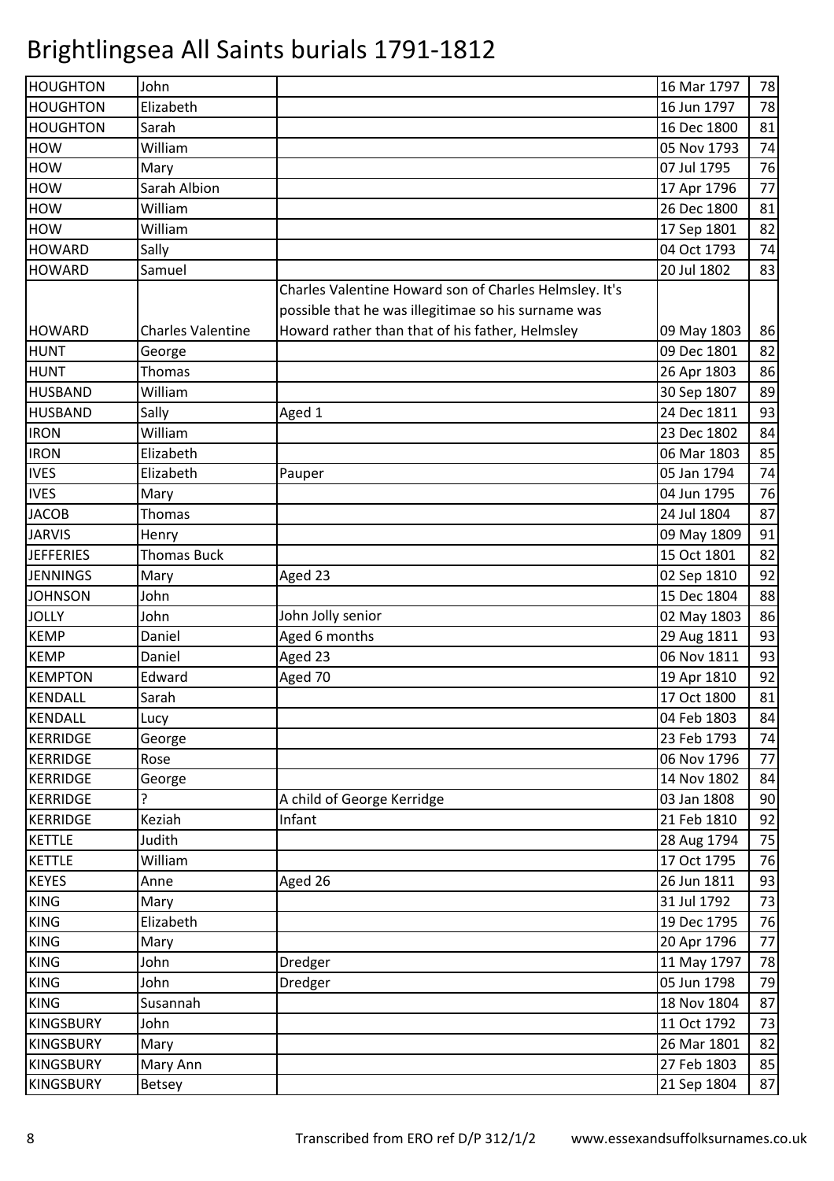# Brightlingsea All Saints burials 1791-1812

| | | | | |
|---|---|---|---|---|
| HOUGHTON | John | | 16 Mar 1797 | 78 |
| HOUGHTON | Elizabeth | | 16 Jun 1797 | 78 |
| HOUGHTON | Sarah | | 16 Dec 1800 | 81 |
| HOW | William | | 05 Nov 1793 | 74 |
| HOW | Mary | | 07 Jul 1795 | 76 |
| HOW | Sarah Albion | | 17 Apr 1796 | 77 |
| HOW | William | | 26 Dec 1800 | 81 |
| HOW | William | | 17 Sep 1801 | 82 |
| HOWARD | Sally | | 04 Oct 1793 | 74 |
| HOWARD | Samuel | | 20 Jul 1802 | 83 |
| HOWARD | Charles Valentine | Charles Valentine Howard son of Charles Helmsley. It's possible that he was illegitimae so his surname was Howard rather than that of his father, Helmsley | 09 May 1803 | 86 |
| HUNT | George | | 09 Dec 1801 | 82 |
| HUNT | Thomas | | 26 Apr 1803 | 86 |
| HUSBAND | William | | 30 Sep 1807 | 89 |
| HUSBAND | Sally | Aged 1 | 24 Dec 1811 | 93 |
| IRON | William | | 23 Dec 1802 | 84 |
| IRON | Elizabeth | | 06 Mar 1803 | 85 |
| IVES | Elizabeth | Pauper | 05 Jan 1794 | 74 |
| IVES | Mary | | 04 Jun 1795 | 76 |
| JACOB | Thomas | | 24 Jul 1804 | 87 |
| JARVIS | Henry | | 09 May 1809 | 91 |
| JEFFERIES | Thomas Buck | | 15 Oct 1801 | 82 |
| JENNINGS | Mary | Aged 23 | 02 Sep 1810 | 92 |
| JOHNSON | John | | 15 Dec 1804 | 88 |
| JOLLY | John | John Jolly senior | 02 May 1803 | 86 |
| KEMP | Daniel | Aged 6 months | 29 Aug 1811 | 93 |
| KEMP | Daniel | Aged 23 | 06 Nov 1811 | 93 |
| KEMPTON | Edward | Aged 70 | 19 Apr 1810 | 92 |
| KENDALL | Sarah | | 17 Oct 1800 | 81 |
| KENDALL | Lucy | | 04 Feb 1803 | 84 |
| KERRIDGE | George | | 23 Feb 1793 | 74 |
| KERRIDGE | Rose | | 06 Nov 1796 | 77 |
| KERRIDGE | George | | 14 Nov 1802 | 84 |
| KERRIDGE | ? | A child of George Kerridge | 03 Jan 1808 | 90 |
| KERRIDGE | Keziah | Infant | 21 Feb 1810 | 92 |
| KETTLE | Judith | | 28 Aug 1794 | 75 |
| KETTLE | William | | 17 Oct 1795 | 76 |
| KEYES | Anne | Aged 26 | 26 Jun 1811 | 93 |
| KING | Mary | | 31 Jul 1792 | 73 |
| KING | Elizabeth | | 19 Dec 1795 | 76 |
| KING | Mary | | 20 Apr 1796 | 77 |
| KING | John | Dredger | 11 May 1797 | 78 |
| KING | John | Dredger | 05 Jun 1798 | 79 |
| KING | Susannah | | 18 Nov 1804 | 87 |
| KINGSBURY | John | | 11 Oct 1792 | 73 |
| KINGSBURY | Mary | | 26 Mar 1801 | 82 |
| KINGSBURY | Mary Ann | | 27 Feb 1803 | 85 |
| KINGSBURY | Betsey | | 21 Sep 1804 | 87 |

Transcribed from ERO ref D/P 312/1/2 www.essexandsuffolksurnames.co.uk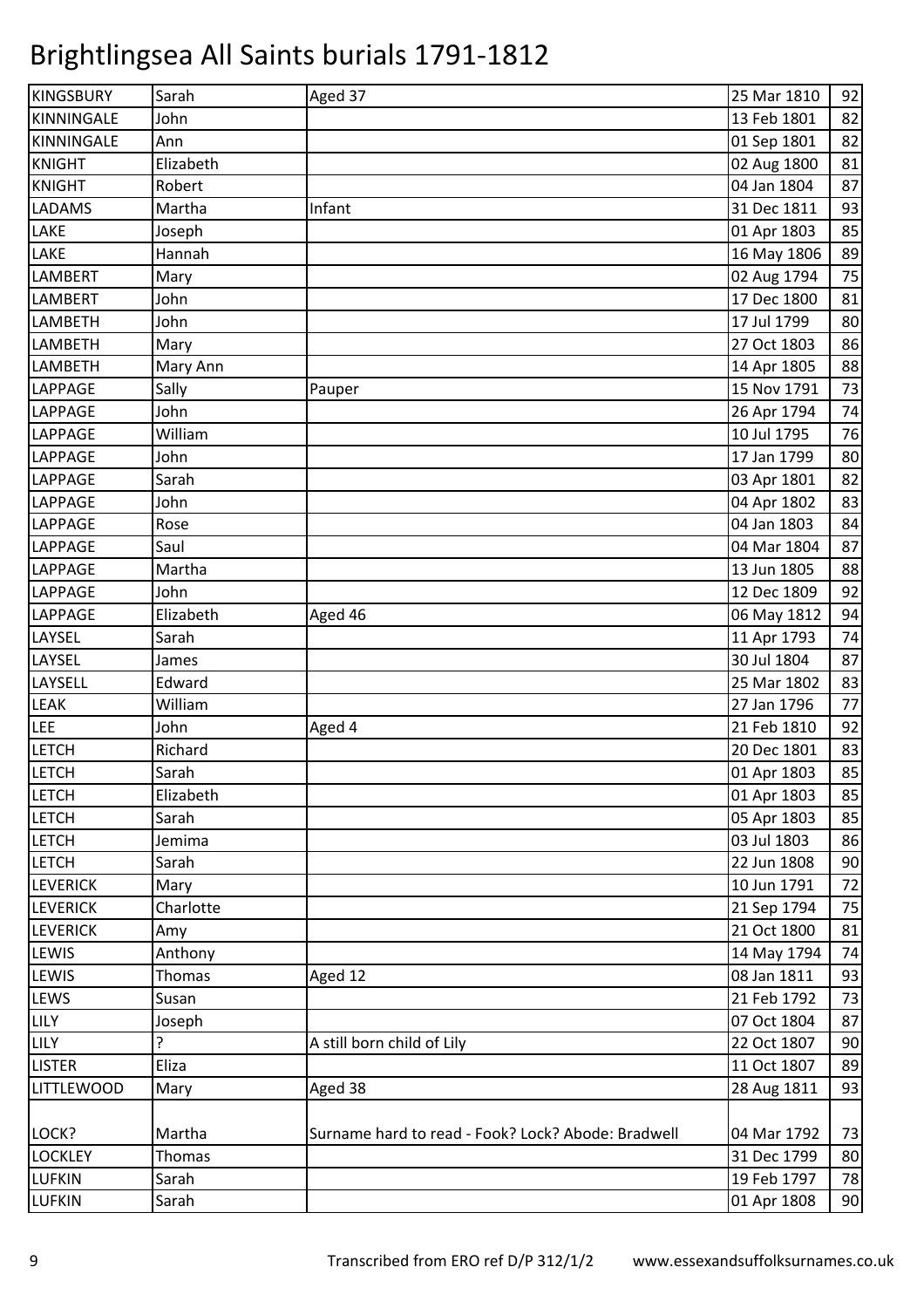# Brightlingsea All Saints burials 1791-1812

| | | | | |
|---|---|---|---|---|
| KINGSBURY | Sarah | Aged 37 | 25 Mar 1810 | 92 |
| KINNINGALE | John | | 13 Feb 1801 | 82 |
| KINNINGALE | Ann | | 01 Sep 1801 | 82 |
| KNIGHT | Elizabeth | | 02 Aug 1800 | 81 |
| KNIGHT | Robert | | 04 Jan 1804 | 87 |
| LADAMS | Martha | Infant | 31 Dec 1811 | 93 |
| LAKE | Joseph | | 01 Apr 1803 | 85 |
| LAKE | Hannah | | 16 May 1806 | 89 |
| LAMBERT | Mary | | 02 Aug 1794 | 75 |
| LAMBERT | John | | 17 Dec 1800 | 81 |
| LAMBETH | John | | 17 Jul 1799 | 80 |
| LAMBETH | Mary | | 27 Oct 1803 | 86 |
| LAMBETH | Mary Ann | | 14 Apr 1805 | 88 |
| LAPPAGE | Sally | Pauper | 15 Nov 1791 | 73 |
| LAPPAGE | John | | 26 Apr 1794 | 74 |
| LAPPAGE | William | | 10 Jul 1795 | 76 |
| LAPPAGE | John | | 17 Jan 1799 | 80 |
| LAPPAGE | Sarah | | 03 Apr 1801 | 82 |
| LAPPAGE | John | | 04 Apr 1802 | 83 |
| LAPPAGE | Rose | | 04 Jan 1803 | 84 |
| LAPPAGE | Saul | | 04 Mar 1804 | 87 |
| LAPPAGE | Martha | | 13 Jun 1805 | 88 |
| LAPPAGE | John | | 12 Dec 1809 | 92 |
| LAPPAGE | Elizabeth | Aged 46 | 06 May 1812 | 94 |
| LAYSEL | Sarah | | 11 Apr 1793 | 74 |
| LAYSEL | James | | 30 Jul 1804 | 87 |
| LAYSELL | Edward | | 25 Mar 1802 | 83 |
| LEAK | William | | 27 Jan 1796 | 77 |
| LEE | John | Aged 4 | 21 Feb 1810 | 92 |
| LETCH | Richard | | 20 Dec 1801 | 83 |
| LETCH | Sarah | | 01 Apr 1803 | 85 |
| LETCH | Elizabeth | | 01 Apr 1803 | 85 |
| LETCH | Sarah | | 05 Apr 1803 | 85 |
| LETCH | Jemima | | 03 Jul 1803 | 86 |
| LETCH | Sarah | | 22 Jun 1808 | 90 |
| LEVERICK | Mary | | 10 Jun 1791 | 72 |
| LEVERICK | Charlotte | | 21 Sep 1794 | 75 |
| LEVERICK | Amy | | 21 Oct 1800 | 81 |
| LEWIS | Anthony | | 14 May 1794 | 74 |
| LEWIS | Thomas | Aged 12 | 08 Jan 1811 | 93 |
| LEWS | Susan | | 21 Feb 1792 | 73 |
| LILY | Joseph | | 07 Oct 1804 | 87 |
| LILY | ? | A still born child of Lily | 22 Oct 1807 | 90 |
| LISTER | Eliza | | 11 Oct 1807 | 89 |
| LITTLEWOOD | Mary | Aged 38 | 28 Aug 1811 | 93 |
| LOCK? | Martha | Surname hard to read - Fook? Lock? Abode: Bradwell | 04 Mar 1792 | 73 |
| LOCKLEY | Thomas | | 31 Dec 1799 | 80 |
| LUFKIN | Sarah | | 19 Feb 1797 | 78 |
| LUFKIN | Sarah | | 01 Apr 1808 | 90 |

Transcribed from ERO ref D/P 312/1/2 www.essexandsuffolksurnames.co.uk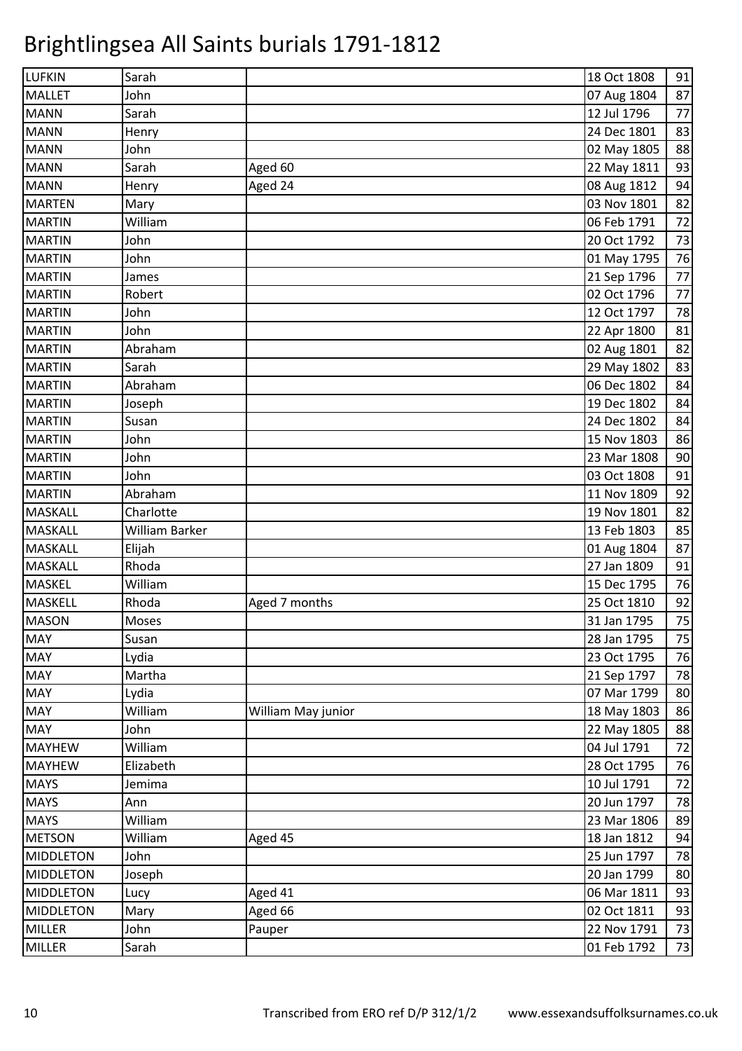# Brightlingsea All Saints burials 1791-1812

| | | | | |
|---|---|---|---|---|
| LUFKIN | Sarah | | 18 Oct 1808 | 91 |
| MALLET | John | | 07 Aug 1804 | 87 |
| MANN | Sarah | | 12 Jul 1796 | 77 |
| MANN | Henry | | 24 Dec 1801 | 83 |
| MANN | John | | 02 May 1805 | 88 |
| MANN | Sarah | Aged 60 | 22 May 1811 | 93 |
| MANN | Henry | Aged 24 | 08 Aug 1812 | 94 |
| MARTEN | Mary | | 03 Nov 1801 | 82 |
| MARTIN | William | | 06 Feb 1791 | 72 |
| MARTIN | John | | 20 Oct 1792 | 73 |
| MARTIN | John | | 01 May 1795 | 76 |
| MARTIN | James | | 21 Sep 1796 | 77 |
| MARTIN | Robert | | 02 Oct 1796 | 77 |
| MARTIN | John | | 12 Oct 1797 | 78 |
| MARTIN | John | | 22 Apr 1800 | 81 |
| MARTIN | Abraham | | 02 Aug 1801 | 82 |
| MARTIN | Sarah | | 29 May 1802 | 83 |
| MARTIN | Abraham | | 06 Dec 1802 | 84 |
| MARTIN | Joseph | | 19 Dec 1802 | 84 |
| MARTIN | Susan | | 24 Dec 1802 | 84 |
| MARTIN | John | | 15 Nov 1803 | 86 |
| MARTIN | John | | 23 Mar 1808 | 90 |
| MARTIN | John | | 03 Oct 1808 | 91 |
| MARTIN | Abraham | | 11 Nov 1809 | 92 |
| MASKALL | Charlotte | | 19 Nov 1801 | 82 |
| MASKALL | William Barker | | 13 Feb 1803 | 85 |
| MASKALL | Elijah | | 01 Aug 1804 | 87 |
| MASKALL | Rhoda | | 27 Jan 1809 | 91 |
| MASKEL | William | | 15 Dec 1795 | 76 |
| MASKELL | Rhoda | Aged 7 months | 25 Oct 1810 | 92 |
| MASON | Moses | | 31 Jan 1795 | 75 |
| MAY | Susan | | 28 Jan 1795 | 75 |
| MAY | Lydia | | 23 Oct 1795 | 76 |
| MAY | Martha | | 21 Sep 1797 | 78 |
| MAY | Lydia | | 07 Mar 1799 | 80 |
| MAY | William | William May junior | 18 May 1803 | 86 |
| MAY | John | | 22 May 1805 | 88 |
| MAYHEW | William | | 04 Jul 1791 | 72 |
| MAYHEW | Elizabeth | | 28 Oct 1795 | 76 |
| MAYS | Jemima | | 10 Jul 1791 | 72 |
| MAYS | Ann | | 20 Jun 1797 | 78 |
| MAYS | William | | 23 Mar 1806 | 89 |
| METSON | William | Aged 45 | 18 Jan 1812 | 94 |
| MIDDLETON | John | | 25 Jun 1797 | 78 |
| MIDDLETON | Joseph | | 20 Jan 1799 | 80 |
| MIDDLETON | Lucy | Aged 41 | 06 Mar 1811 | 93 |
| MIDDLETON | Mary | Aged 66 | 02 Oct 1811 | 93 |
| MILLER | John | Pauper | 22 Nov 1791 | 73 |
| MILLER | Sarah | | 01 Feb 1792 | 73 |

Transcribed from ERO ref D/P 312/1/2 www.essexandsuffolksurnames.co.uk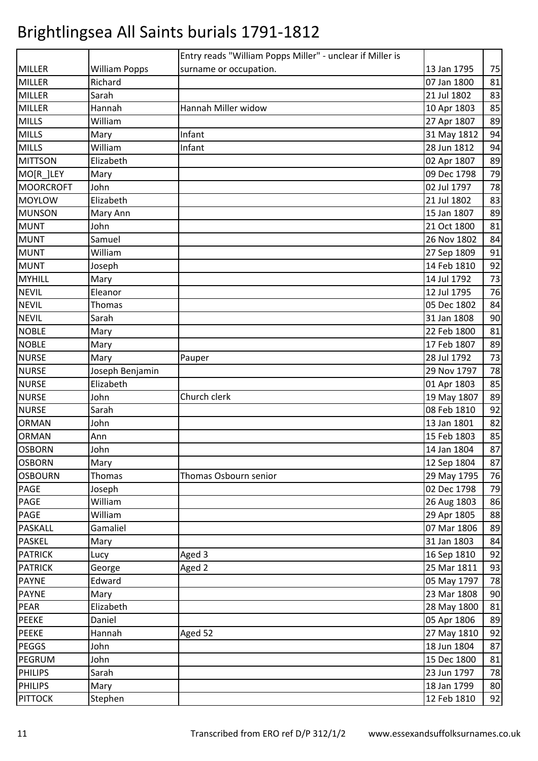# Brightlingsea All Saints burials 1791-1812

| | | | | |
|---|---|---|---|---|
| MILLER | William Popps | Entry reads "William Popps Miller" - unclear if Miller is surname or occupation. | 13 Jan 1795 | 75 |
| MILLER | Richard | | 07 Jan 1800 | 81 |
| MILLER | Sarah | | 21 Jul 1802 | 83 |
| MILLER | Hannah | Hannah Miller widow | 10 Apr 1803 | 85 |
| MILLS | William | | 27 Apr 1807 | 89 |
| MILLS | Mary | Infant | 31 May 1812 | 94 |
| MILLS | William | Infant | 28 Jun 1812 | 94 |
| MITTSON | Elizabeth | | 02 Apr 1807 | 89 |
| MO[R_]LEY | Mary | | 09 Dec 1798 | 79 |
| MOORCROFT | John | | 02 Jul 1797 | 78 |
| MOYLOW | Elizabeth | | 21 Jul 1802 | 83 |
| MUNSON | Mary Ann | | 15 Jan 1807 | 89 |
| MUNT | John | | 21 Oct 1800 | 81 |
| MUNT | Samuel | | 26 Nov 1802 | 84 |
| MUNT | William | | 27 Sep 1809 | 91 |
| MUNT | Joseph | | 14 Feb 1810 | 92 |
| MYHILL | Mary | | 14 Jul 1792 | 73 |
| NEVIL | Eleanor | | 12 Jul 1795 | 76 |
| NEVIL | Thomas | | 05 Dec 1802 | 84 |
| NEVIL | Sarah | | 31 Jan 1808 | 90 |
| NOBLE | Mary | | 22 Feb 1800 | 81 |
| NOBLE | Mary | | 17 Feb 1807 | 89 |
| NURSE | Mary | Pauper | 28 Jul 1792 | 73 |
| NURSE | Joseph Benjamin | | 29 Nov 1797 | 78 |
| NURSE | Elizabeth | | 01 Apr 1803 | 85 |
| NURSE | John | Church clerk | 19 May 1807 | 89 |
| NURSE | Sarah | | 08 Feb 1810 | 92 |
| ORMAN | John | | 13 Jan 1801 | 82 |
| ORMAN | Ann | | 15 Feb 1803 | 85 |
| OSBORN | John | | 14 Jan 1804 | 87 |
| OSBORN | Mary | | 12 Sep 1804 | 87 |
| OSBOURN | Thomas | Thomas Osbourn senior | 29 May 1795 | 76 |
| PAGE | Joseph | | 02 Dec 1798 | 79 |
| PAGE | William | | 26 Aug 1803 | 86 |
| PAGE | William | | 29 Apr 1805 | 88 |
| PASKALL | Gamaliel | | 07 Mar 1806 | 89 |
| PASKEL | Mary | | 31 Jan 1803 | 84 |
| PATRICK | Lucy | Aged 3 | 16 Sep 1810 | 92 |
| PATRICK | George | Aged 2 | 25 Mar 1811 | 93 |
| PAYNE | Edward | | 05 May 1797 | 78 |
| PAYNE | Mary | | 23 Mar 1808 | 90 |
| PEAR | Elizabeth | | 28 May 1800 | 81 |
| PEEKE | Daniel | | 05 Apr 1806 | 89 |
| PEEKE | Hannah | Aged 52 | 27 May 1810 | 92 |
| PEGGS | John | | 18 Jun 1804 | 87 |
| PEGRUM | John | | 15 Dec 1800 | 81 |
| PHILIPS | Sarah | | 23 Jun 1797 | 78 |
| PHILIPS | Mary | | 18 Jan 1799 | 80 |
| PITTOCK | Stephen | | 12 Feb 1810 | 92 |

Transcribed from ERO ref D/P 312/1/2 www.essexandsuffolksurnames.co.uk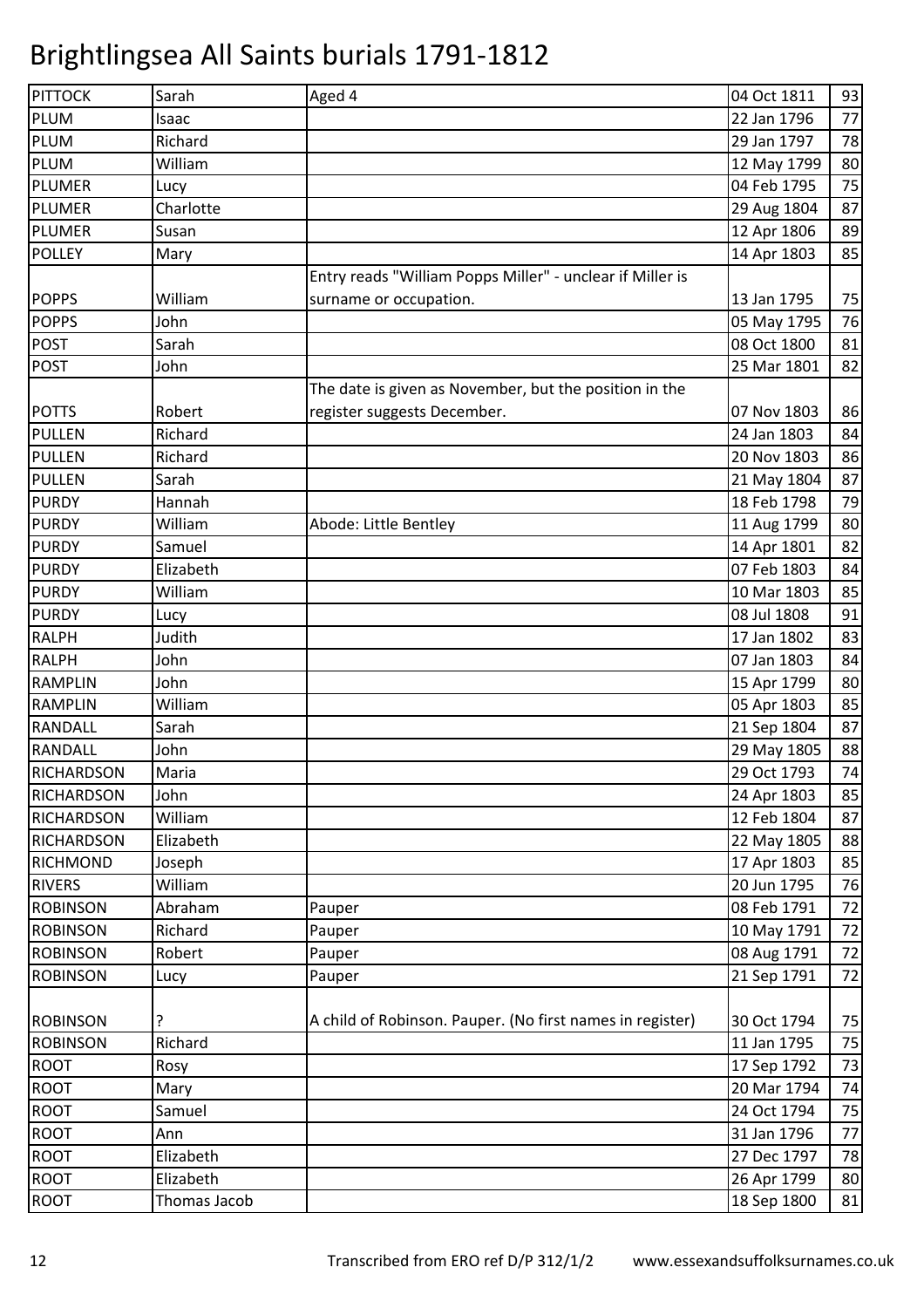# Brightlingsea All Saints burials 1791-1812

| | | | | |
|---|---|---|---|---|
| PITTOCK | Sarah | Aged 4 | 04 Oct 1811 | 93 |
| PLUM | Isaac | | 22 Jan 1796 | 77 |
| PLUM | Richard | | 29 Jan 1797 | 78 |
| PLUM | William | | 12 May 1799 | 80 |
| PLUMER | Lucy | | 04 Feb 1795 | 75 |
| PLUMER | Charlotte | | 29 Aug 1804 | 87 |
| PLUMER | Susan | | 12 Apr 1806 | 89 |
| POLLEY | Mary | | 14 Apr 1803 | 85 |
| POPPS | William | Entry reads "William Popps Miller" - unclear if Miller is surname or occupation. | 13 Jan 1795 | 75 |
| POPPS | John | | 05 May 1795 | 76 |
| POST | Sarah | | 08 Oct 1800 | 81 |
| POST | John | | 25 Mar 1801 | 82 |
| POTTS | Robert | The date is given as November, but the position in the register suggests December. | 07 Nov 1803 | 86 |
| PULLEN | Richard | | 24 Jan 1803 | 84 |
| PULLEN | Richard | | 20 Nov 1803 | 86 |
| PULLEN | Sarah | | 21 May 1804 | 87 |
| PURDY | Hannah | | 18 Feb 1798 | 79 |
| PURDY | William | Abode: Little Bentley | 11 Aug 1799 | 80 |
| PURDY | Samuel | | 14 Apr 1801 | 82 |
| PURDY | Elizabeth | | 07 Feb 1803 | 84 |
| PURDY | William | | 10 Mar 1803 | 85 |
| PURDY | Lucy | | 08 Jul 1808 | 91 |
| RALPH | Judith | | 17 Jan 1802 | 83 |
| RALPH | John | | 07 Jan 1803 | 84 |
| RAMPLIN | John | | 15 Apr 1799 | 80 |
| RAMPLIN | William | | 05 Apr 1803 | 85 |
| RANDALL | Sarah | | 21 Sep 1804 | 87 |
| RANDALL | John | | 29 May 1805 | 88 |
| RICHARDSON | Maria | | 29 Oct 1793 | 74 |
| RICHARDSON | John | | 24 Apr 1803 | 85 |
| RICHARDSON | William | | 12 Feb 1804 | 87 |
| RICHARDSON | Elizabeth | | 22 May 1805 | 88 |
| RICHMOND | Joseph | | 17 Apr 1803 | 85 |
| RIVERS | William | | 20 Jun 1795 | 76 |
| ROBINSON | Abraham | Pauper | 08 Feb 1791 | 72 |
| ROBINSON | Richard | Pauper | 10 May 1791 | 72 |
| ROBINSON | Robert | Pauper | 08 Aug 1791 | 72 |
| ROBINSON | Lucy | Pauper | 21 Sep 1791 | 72 |
| ROBINSON | ? | A child of Robinson. Pauper. (No first names in register) | 30 Oct 1794 | 75 |
| ROBINSON | Richard | | 11 Jan 1795 | 75 |
| ROOT | Rosy | | 17 Sep 1792 | 73 |
| ROOT | Mary | | 20 Mar 1794 | 74 |
| ROOT | Samuel | | 24 Oct 1794 | 75 |
| ROOT | Ann | | 31 Jan 1796 | 77 |
| ROOT | Elizabeth | | 27 Dec 1797 | 78 |
| ROOT | Elizabeth | | 26 Apr 1799 | 80 |
| ROOT | Thomas Jacob | | 18 Sep 1800 | 81 |

Transcribed from ERO ref D/P 312/1/2 www.essexandsuffolksurnames.co.uk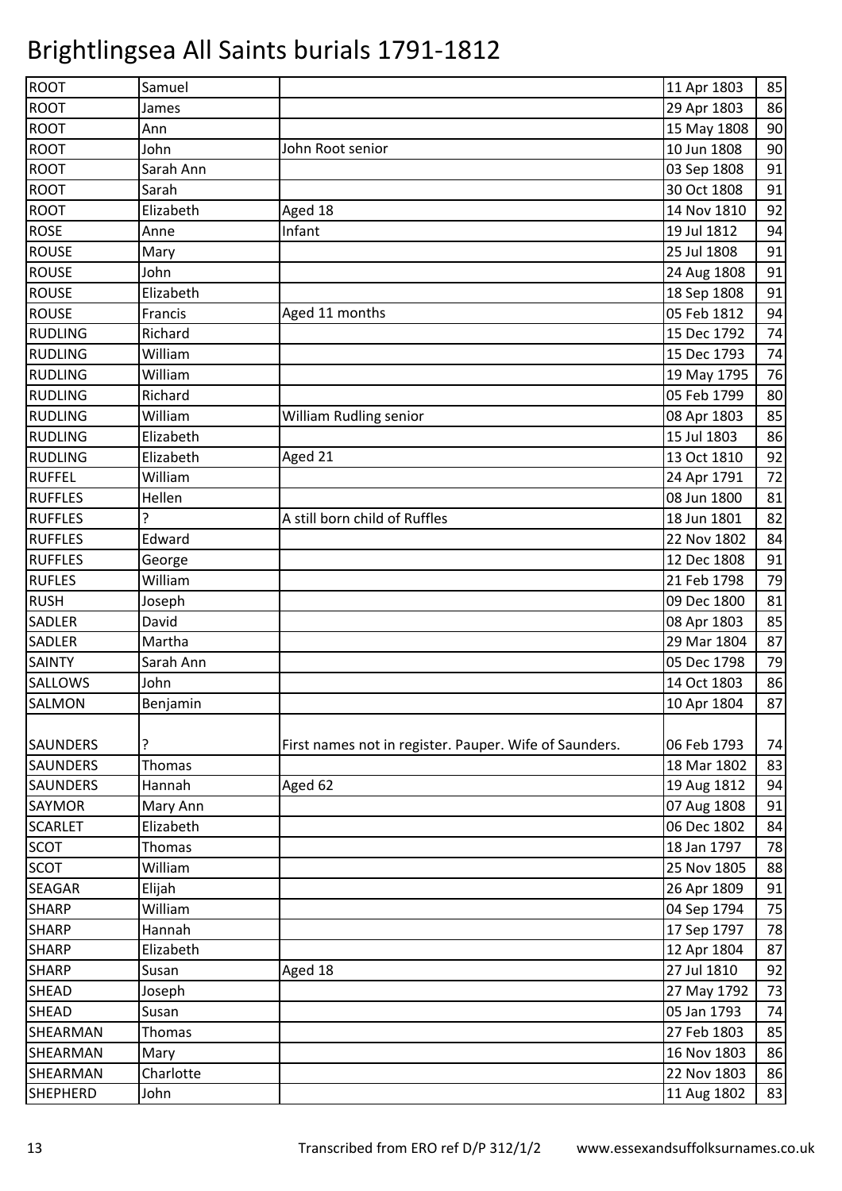# Brightlingsea All Saints burials 1791-1812

| | | | | |
|---|---|---|---|---|
| ROOT | Samuel | | 11 Apr 1803 | 85 |
| ROOT | James | | 29 Apr 1803 | 86 |
| ROOT | Ann | | 15 May 1808 | 90 |
| ROOT | John | John Root senior | 10 Jun 1808 | 90 |
| ROOT | Sarah Ann | | 03 Sep 1808 | 91 |
| ROOT | Sarah | | 30 Oct 1808 | 91 |
| ROOT | Elizabeth | Aged 18 | 14 Nov 1810 | 92 |
| ROSE | Anne | Infant | 19 Jul 1812 | 94 |
| ROUSE | Mary | | 25 Jul 1808 | 91 |
| ROUSE | John | | 24 Aug 1808 | 91 |
| ROUSE | Elizabeth | | 18 Sep 1808 | 91 |
| ROUSE | Francis | Aged 11 months | 05 Feb 1812 | 94 |
| RUDLING | Richard | | 15 Dec 1792 | 74 |
| RUDLING | William | | 15 Dec 1793 | 74 |
| RUDLING | William | | 19 May 1795 | 76 |
| RUDLING | Richard | | 05 Feb 1799 | 80 |
| RUDLING | William | William Rudling senior | 08 Apr 1803 | 85 |
| RUDLING | Elizabeth | | 15 Jul 1803 | 86 |
| RUDLING | Elizabeth | Aged 21 | 13 Oct 1810 | 92 |
| RUFFEL | William | | 24 Apr 1791 | 72 |
| RUFFLES | Hellen | | 08 Jun 1800 | 81 |
| RUFFLES | ? | A still born child of Ruffles | 18 Jun 1801 | 82 |
| RUFFLES | Edward | | 22 Nov 1802 | 84 |
| RUFFLES | George | | 12 Dec 1808 | 91 |
| RUFLES | William | | 21 Feb 1798 | 79 |
| RUSH | Joseph | | 09 Dec 1800 | 81 |
| SADLER | David | | 08 Apr 1803 | 85 |
| SADLER | Martha | | 29 Mar 1804 | 87 |
| SAINTY | Sarah Ann | | 05 Dec 1798 | 79 |
| SALLOWS | John | | 14 Oct 1803 | 86 |
| SALMON | Benjamin | | 10 Apr 1804 | 87 |
| SAUNDERS | ? | First names not in register. Pauper. Wife of Saunders. | 06 Feb 1793 | 74 |
| SAUNDERS | Thomas | | 18 Mar 1802 | 83 |
| SAUNDERS | Hannah | Aged 62 | 19 Aug 1812 | 94 |
| SAYMOR | Mary Ann | | 07 Aug 1808 | 91 |
| SCARLET | Elizabeth | | 06 Dec 1802 | 84 |
| SCOT | Thomas | | 18 Jan 1797 | 78 |
| SCOT | William | | 25 Nov 1805 | 88 |
| SEAGAR | Elijah | | 26 Apr 1809 | 91 |
| SHARP | William | | 04 Sep 1794 | 75 |
| SHARP | Hannah | | 17 Sep 1797 | 78 |
| SHARP | Elizabeth | | 12 Apr 1804 | 87 |
| SHARP | Susan | Aged 18 | 27 Jul 1810 | 92 |
| SHEAD | Joseph | | 27 May 1792 | 73 |
| SHEAD | Susan | | 05 Jan 1793 | 74 |
| SHEARMAN | Thomas | | 27 Feb 1803 | 85 |
| SHEARMAN | Mary | | 16 Nov 1803 | 86 |
| SHEARMAN | Charlotte | | 22 Nov 1803 | 86 |
| SHEPHERD | John | | 11 Aug 1802 | 83 |

Transcribed from ERO ref D/P 312/1/2 www.essexandsuffolksurnames.co.uk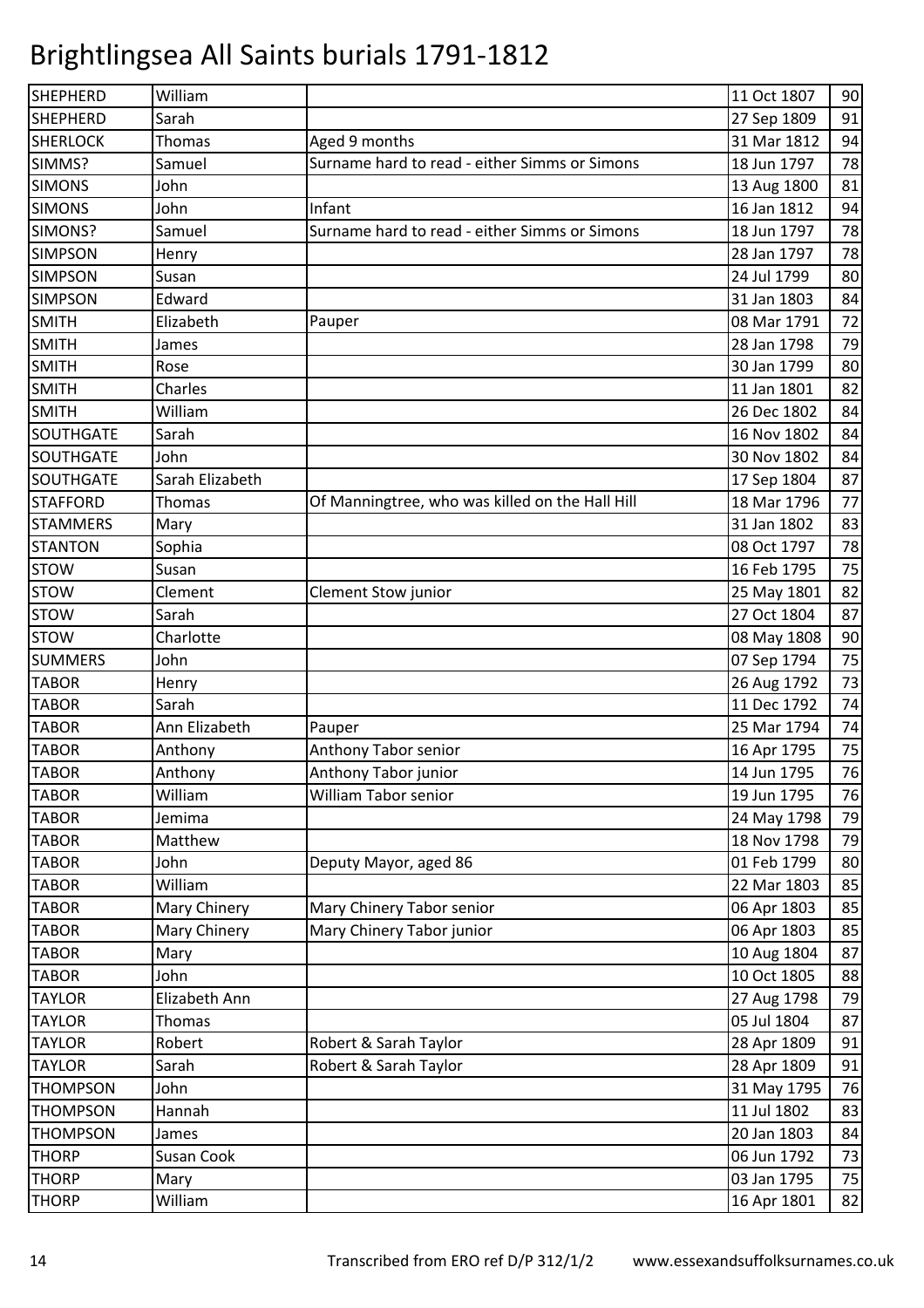# Brightlingsea All Saints burials 1791-1812

| | | | | |
|---|---|---|---|---|
| SHEPHERD | William | | 11 Oct 1807 | 90 |
| SHEPHERD | Sarah | | 27 Sep 1809 | 91 |
| SHERLOCK | Thomas | Aged 9 months | 31 Mar 1812 | 94 |
| SIMMS? | Samuel | Surname hard to read - either Simms or Simons | 18 Jun 1797 | 78 |
| SIMONS | John | | 13 Aug 1800 | 81 |
| SIMONS | John | Infant | 16 Jan 1812 | 94 |
| SIMONS? | Samuel | Surname hard to read - either Simms or Simons | 18 Jun 1797 | 78 |
| SIMPSON | Henry | | 28 Jan 1797 | 78 |
| SIMPSON | Susan | | 24 Jul 1799 | 80 |
| SIMPSON | Edward | | 31 Jan 1803 | 84 |
| SMITH | Elizabeth | Pauper | 08 Mar 1791 | 72 |
| SMITH | James | | 28 Jan 1798 | 79 |
| SMITH | Rose | | 30 Jan 1799 | 80 |
| SMITH | Charles | | 11 Jan 1801 | 82 |
| SMITH | William | | 26 Dec 1802 | 84 |
| SOUTHGATE | Sarah | | 16 Nov 1802 | 84 |
| SOUTHGATE | John | | 30 Nov 1802 | 84 |
| SOUTHGATE | Sarah Elizabeth | | 17 Sep 1804 | 87 |
| STAFFORD | Thomas | Of Manningtree, who was killed on the Hall Hill | 18 Mar 1796 | 77 |
| STAMMERS | Mary | | 31 Jan 1802 | 83 |
| STANTON | Sophia | | 08 Oct 1797 | 78 |
| STOW | Susan | | 16 Feb 1795 | 75 |
| STOW | Clement | Clement Stow junior | 25 May 1801 | 82 |
| STOW | Sarah | | 27 Oct 1804 | 87 |
| STOW | Charlotte | | 08 May 1808 | 90 |
| SUMMERS | John | | 07 Sep 1794 | 75 |
| TABOR | Henry | | 26 Aug 1792 | 73 |
| TABOR | Sarah | | 11 Dec 1792 | 74 |
| TABOR | Ann Elizabeth | Pauper | 25 Mar 1794 | 74 |
| TABOR | Anthony | Anthony Tabor senior | 16 Apr 1795 | 75 |
| TABOR | Anthony | Anthony Tabor junior | 14 Jun 1795 | 76 |
| TABOR | William | William Tabor senior | 19 Jun 1795 | 76 |
| TABOR | Jemima | | 24 May 1798 | 79 |
| TABOR | Matthew | | 18 Nov 1798 | 79 |
| TABOR | John | Deputy Mayor, aged 86 | 01 Feb 1799 | 80 |
| TABOR | William | | 22 Mar 1803 | 85 |
| TABOR | Mary Chinery | Mary Chinery Tabor senior | 06 Apr 1803 | 85 |
| TABOR | Mary Chinery | Mary Chinery Tabor junior | 06 Apr 1803 | 85 |
| TABOR | Mary | | 10 Aug 1804 | 87 |
| TABOR | John | | 10 Oct 1805 | 88 |
| TAYLOR | Elizabeth Ann | | 27 Aug 1798 | 79 |
| TAYLOR | Thomas | | 05 Jul 1804 | 87 |
| TAYLOR | Robert | Robert & Sarah Taylor | 28 Apr 1809 | 91 |
| TAYLOR | Sarah | Robert & Sarah Taylor | 28 Apr 1809 | 91 |
| THOMPSON | John | | 31 May 1795 | 76 |
| THOMPSON | Hannah | | 11 Jul 1802 | 83 |
| THOMPSON | James | | 20 Jan 1803 | 84 |
| THORP | Susan Cook | | 06 Jun 1792 | 73 |
| THORP | Mary | | 03 Jan 1795 | 75 |
| THORP | William | | 16 Apr 1801 | 82 |

Transcribed from ERO ref D/P 312/1/2 www.essexandsuffolksurnames.co.uk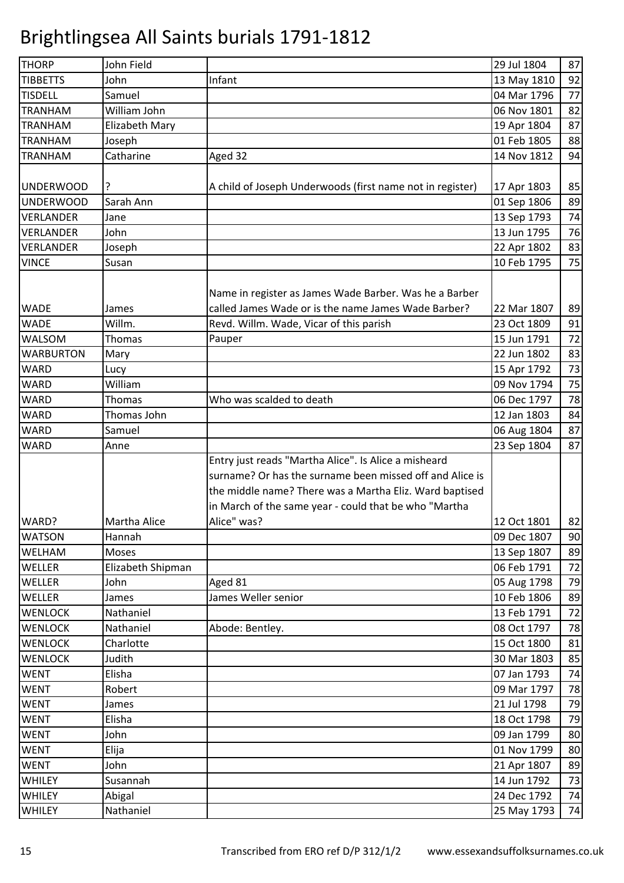# Brightlingsea All Saints burials 1791-1812

| | | | | |
|---|---|---|---|---|
| THORP | John Field | | 29 Jul 1804 | 87 |
| TIBBETTS | John | Infant | 13 May 1810 | 92 |
| TISDELL | Samuel | | 04 Mar 1796 | 77 |
| TRANHAM | William John | | 06 Nov 1801 | 82 |
| TRANHAM | Elizabeth Mary | | 19 Apr 1804 | 87 |
| TRANHAM | Joseph | | 01 Feb 1805 | 88 |
| TRANHAM | Catharine | Aged 32 | 14 Nov 1812 | 94 |
| UNDERWOOD | ? | A child of Joseph Underwoods (first name not in register) | 17 Apr 1803 | 85 |
| UNDERWOOD | Sarah Ann | | 01 Sep 1806 | 89 |
| VERLANDER | Jane | | 13 Sep 1793 | 74 |
| VERLANDER | John | | 13 Jun 1795 | 76 |
| VERLANDER | Joseph | | 22 Apr 1802 | 83 |
| VINCE | Susan | | 10 Feb 1795 | 75 |
| WADE | James | Name in register as James Wade Barber. Was he a Barber called James Wade or is the name James Wade Barber? | 22 Mar 1807 | 89 |
| WADE | Willm. | Revd. Willm. Wade, Vicar of this parish | 23 Oct 1809 | 91 |
| WALSOM | Thomas | Pauper | 15 Jun 1791 | 72 |
| WARBURTON | Mary | | 22 Jun 1802 | 83 |
| WARD | Lucy | | 15 Apr 1792 | 73 |
| WARD | William | | 09 Nov 1794 | 75 |
| WARD | Thomas | Who was scalded to death | 06 Dec 1797 | 78 |
| WARD | Thomas John | | 12 Jan 1803 | 84 |
| WARD | Samuel | | 06 Aug 1804 | 87 |
| WARD | Anne | | 23 Sep 1804 | 87 |
| WARD? | Martha Alice | Entry just reads "Martha Alice". Is Alice a misheard surname? Or has the surname been missed off and Alice is the middle name? There was a Martha Eliz. Ward baptised in March of the same year - could that be who "Martha Alice" was? | 12 Oct 1801 | 82 |
| WATSON | Hannah | | 09 Dec 1807 | 90 |
| WELHAM | Moses | | 13 Sep 1807 | 89 |
| WELLER | Elizabeth Shipman | | 06 Feb 1791 | 72 |
| WELLER | John | Aged 81 | 05 Aug 1798 | 79 |
| WELLER | James | James Weller senior | 10 Feb 1806 | 89 |
| WENLOCK | Nathaniel | | 13 Feb 1791 | 72 |
| WENLOCK | Nathaniel | Abode: Bentley. | 08 Oct 1797 | 78 |
| WENLOCK | Charlotte | | 15 Oct 1800 | 81 |
| WENLOCK | Judith | | 30 Mar 1803 | 85 |
| WENT | Elisha | | 07 Jan 1793 | 74 |
| WENT | Robert | | 09 Mar 1797 | 78 |
| WENT | James | | 21 Jul 1798 | 79 |
| WENT | Elisha | | 18 Oct 1798 | 79 |
| WENT | John | | 09 Jan 1799 | 80 |
| WENT | Elija | | 01 Nov 1799 | 80 |
| WENT | John | | 21 Apr 1807 | 89 |
| WHILEY | Susannah | | 14 Jun 1792 | 73 |
| WHILEY | Abigal | | 24 Dec 1792 | 74 |
| WHILEY | Nathaniel | | 25 May 1793 | 74 |

Transcribed from ERO ref D/P 312/1/2 www.essexandsuffolksurnames.co.uk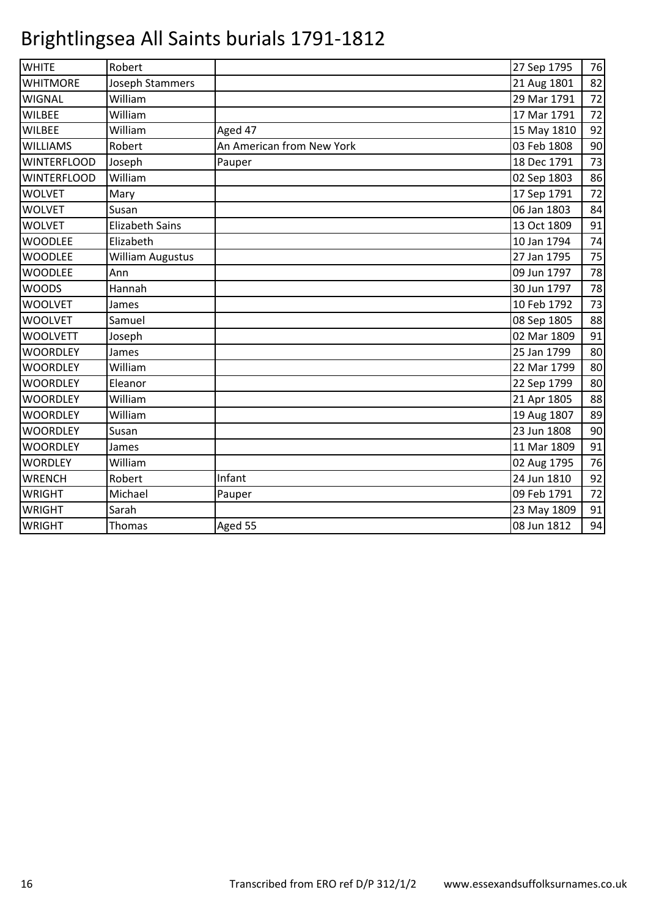# Brightlingsea All Saints burials 1791-1812

| | | | | |
|---|---|---|---|---|
| WHITE | Robert | | 27 Sep 1795 | 76 |
| WHITMORE | Joseph Stammers | | 21 Aug 1801 | 82 |
| WIGNAL | William | | 29 Mar 1791 | 72 |
| WILBEE | William | | 17 Mar 1791 | 72 |
| WILBEE | William | Aged 47 | 15 May 1810 | 92 |
| WILLIAMS | Robert | An American from New York | 03 Feb 1808 | 90 |
| WINTERFLOOD | Joseph | Pauper | 18 Dec 1791 | 73 |
| WINTERFLOOD | William | | 02 Sep 1803 | 86 |
| WOLVET | Mary | | 17 Sep 1791 | 72 |
| WOLVET | Susan | | 06 Jan 1803 | 84 |
| WOLVET | Elizabeth Sains | | 13 Oct 1809 | 91 |
| WOODLEE | Elizabeth | | 10 Jan 1794 | 74 |
| WOODLEE | William Augustus | | 27 Jan 1795 | 75 |
| WOODLEE | Ann | | 09 Jun 1797 | 78 |
| WOODS | Hannah | | 30 Jun 1797 | 78 |
| WOOLVET | James | | 10 Feb 1792 | 73 |
| WOOLVET | Samuel | | 08 Sep 1805 | 88 |
| WOOLVETT | Joseph | | 02 Mar 1809 | 91 |
| WOORDLEY | James | | 25 Jan 1799 | 80 |
| WOORDLEY | William | | 22 Mar 1799 | 80 |
| WOORDLEY | Eleanor | | 22 Sep 1799 | 80 |
| WOORDLEY | William | | 21 Apr 1805 | 88 |
| WOORDLEY | William | | 19 Aug 1807 | 89 |
| WOORDLEY | Susan | | 23 Jun 1808 | 90 |
| WOORDLEY | James | | 11 Mar 1809 | 91 |
| WORDLEY | William | | 02 Aug 1795 | 76 |
| WRENCH | Robert | Infant | 24 Jun 1810 | 92 |
| WRIGHT | Michael | Pauper | 09 Feb 1791 | 72 |
| WRIGHT | Sarah | | 23 May 1809 | 91 |
| WRIGHT | Thomas | Aged 55 | 08 Jun 1812 | 94 |

Transcribed from ERO ref D/P 312/1/2    www.essexandsuffolksurnames.co.uk